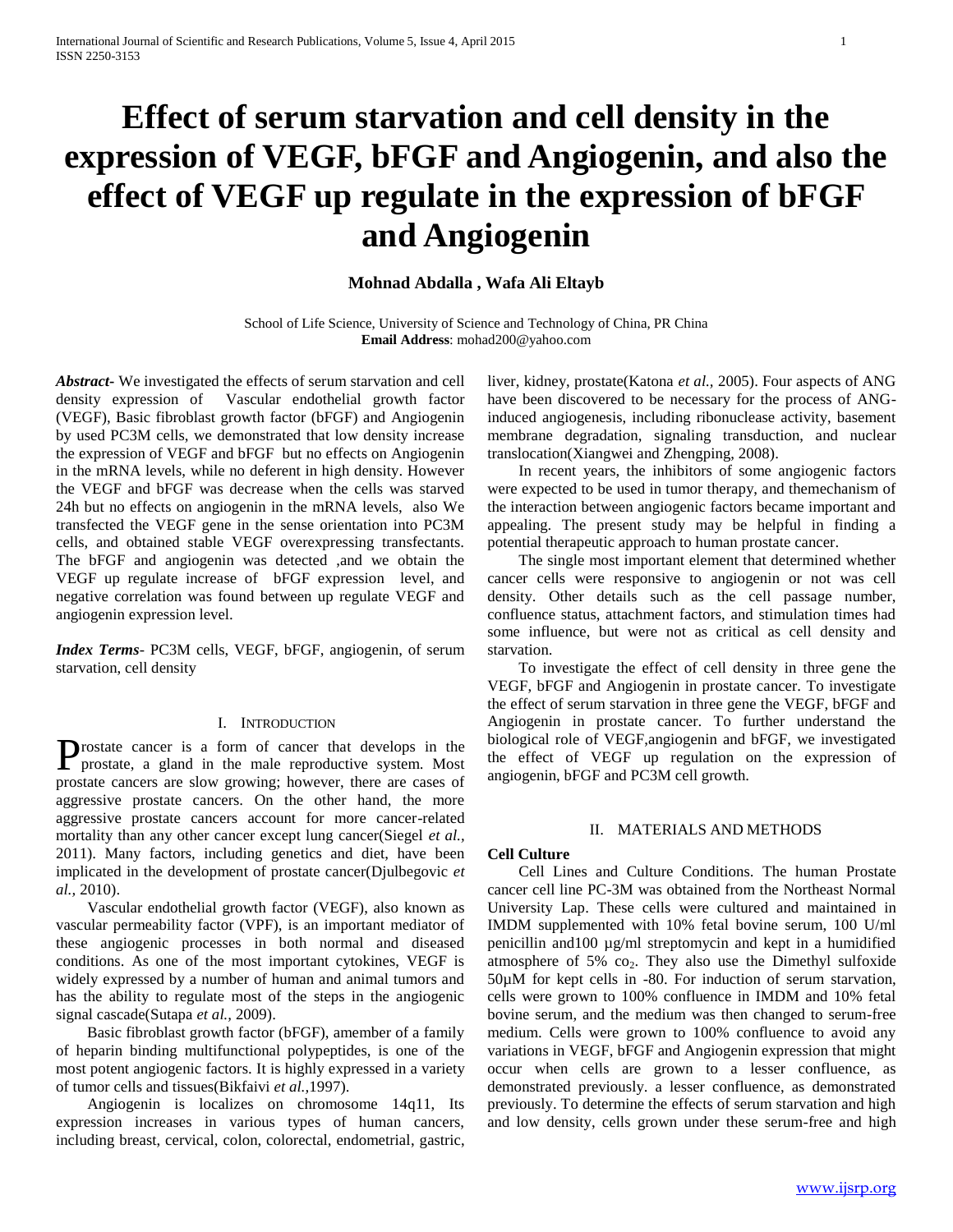# Effect of serum starvation and cell density in the expression of VEGF, bFGF and Angiogenin, and also the effect of VEGF up regulate in the expression of bFGF and Angiogenin

**Mohnad Abdalla , Wafa Ali Eltayb**

School of Life Science, University of Science and Technology of China, PR China
**Email Address**: mohad200@yahoo.com

***Abstract-*** We investigated the effects of serum starvation and cell density expression of Vascular endothelial growth factor (VEGF), Basic fibroblast growth factor (bFGF) and Angiogenin by used PC3M cells, we demonstrated that low density increase the expression of VEGF and bFGF but no effects on Angiogenin in the mRNA levels, while no deferent in high density. However the VEGF and bFGF was decrease when the cells was starved 24h but no effects on angiogenin in the mRNA levels, also We transfected the VEGF gene in the sense orientation into PC3M cells, and obtained stable VEGF overexpressing transfectants. The bFGF and angiogenin was detected ,and we obtain the VEGF up regulate increase of bFGF expression level, and negative correlation was found between up regulate VEGF and angiogenin expression level.

***Index Terms*-** PC3M cells, VEGF, bFGF, angiogenin, of serum starvation, cell density

## I. Introduction

Prostate cancer is a form of cancer that develops in the prostate, a gland in the male reproductive system. Most prostate cancers are slow growing; however, there are cases of aggressive prostate cancers. On the other hand, the more aggressive prostate cancers account for more cancer-related mortality than any other cancer except lung cancer(Siegel *et al.,* 2011). Many factors, including genetics and diet, have been implicated in the development of prostate cancer(Djulbegovic *et al.,* 2010).

Vascular endothelial growth factor (VEGF), also known as vascular permeability factor (VPF), is an important mediator of these angiogenic processes in both normal and diseased conditions. As one of the most important cytokines, VEGF is widely expressed by a number of human and animal tumors and has the ability to regulate most of the steps in the angiogenic signal cascade(Sutapa *et al.,* 2009).

Basic fibroblast growth factor (bFGF), amember of a family of heparin binding multifunctional polypeptides, is one of the most potent angiogenic factors. It is highly expressed in a variety of tumor cells and tissues(Bikfaivi *et al.,*1997).

Angiogenin is localizes on chromosome 14q11, Its expression increases in various types of human cancers, including breast, cervical, colon, colorectal, endometrial, gastric, liver, kidney, prostate(Katona *et al.,* 2005). Four aspects of ANG have been discovered to be necessary for the process of ANG-induced angiogenesis, including ribonuclease activity, basement membrane degradation, signaling transduction, and nuclear translocation(Xiangwei and Zhengping, 2008).

In recent years, the inhibitors of some angiogenic factors were expected to be used in tumor therapy, and themechanism of the interaction between angiogenic factors became important and appealing. The present study may be helpful in finding a potential therapeutic approach to human prostate cancer.

The single most important element that determined whether cancer cells were responsive to angiogenin or not was cell density. Other details such as the cell passage number, confluence status, attachment factors, and stimulation times had some influence, but were not as critical as cell density and starvation.

To investigate the effect of cell density in three gene the VEGF, bFGF and Angiogenin in prostate cancer. To investigate the effect of serum starvation in three gene the VEGF, bFGF and Angiogenin in prostate cancer. To further understand the biological role of VEGF,angiogenin and bFGF, we investigated the effect of VEGF up regulation on the expression of angiogenin, bFGF and PC3M cell growth.

## II. Materials and Methods

**Cell Culture**

Cell Lines and Culture Conditions. The human Prostate cancer cell line PC-3M was obtained from the Northeast Normal University Lap. These cells were cultured and maintained in IMDM supplemented with 10% fetal bovine serum, 100 U/ml penicillin and100 µg/ml streptomycin and kept in a humidified atmosphere of 5% $co_2$. They also use the Dimethyl sulfoxide 50µM for kept cells in -80. For induction of serum starvation, cells were grown to 100% confluence in IMDM and 10% fetal bovine serum, and the medium was then changed to serum-free medium. Cells were grown to 100% confluence to avoid any variations in VEGF, bFGF and Angiogenin expression that might occur when cells are grown to a lesser confluence, as demonstrated previously. a lesser confluence, as demonstrated previously. To determine the effects of serum starvation and high and low density, cells grown under these serum-free and high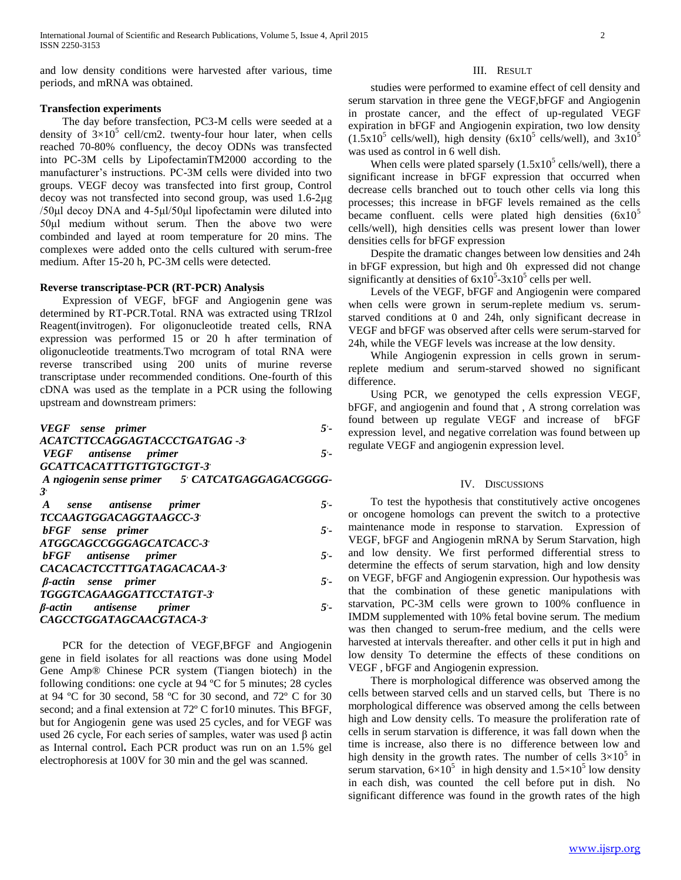and low density conditions were harvested after various, time periods, and mRNA was obtained.

**Transfection experiments**

The day before transfection, PC3-M cells were seeded at a density of $3\times10^5$ cell/cm2. twenty-four hour later, when cells reached 70-80% confluency, the decoy ODNs was transfected into PC-3M cells by LipofectaminTM2000 according to the manufacturer's instructions. PC-3M cells were divided into two groups. VEGF decoy was transfected into first group, Control decoy was not transfected into second group, was used 1.6-2μg /50μl decoy DNA and 4-5μl/50μl lipofectamin were diluted into 50μl medium without serum. Then the above two were combinded and layed at room temperature for 20 mins. The complexes were added onto the cells cultured with serum-free medium. After 15-20 h, PC-3M cells were detected.

**Reverse transcriptase-PCR (RT-PCR) Analysis**

Expression of VEGF, bFGF and Angiogenin gene was determined by RT-PCR.Total. RNA was extracted using TRIzol Reagent(invitrogen). For oligonucleotide treated cells, RNA expression was performed 15 or 20 h after termination of oligonucleotide treatments.Two mcrogram of total RNA were reverse transcribed using 200 units of murine reverse transcriptase under recommended conditions. One-fourth of this cDNA was used as the template in a PCR using the following upstream and downstream primers:

***VEGF sense primer 5'- ACATCTTCCAGGAGTACCCTGATGAG -3'***
***VEGF antisense primer 5'- GCATTCACATTTGTTGTGCTGT-3'***
***A ngiogenin sense primer 5' CATCATGAGGAGACGGGG-3'***
***A sense antisense primer 5'- TCCAAGTGGACAGGTAAGCC-3'***
***bFGF sense primer 5'- ATGGCAGCCGGGAGCATCACC-3'***
***bFGF antisense primer 5'- CACACACTCCTTTGATAGACACAA-3'***
***β-actin sense primer 5'- TGGGTCAGAAGGATTCCTATGT-3'***
***β-actin antisense primer 5'- CAGCCTGGATAGCAACGTACA-3'***

PCR for the detection of VEGF,BFGF and Angiogenin gene in field isolates for all reactions was done using Model Gene Amp® Chinese PCR system (Tiangen biotech) in the following conditions: one cycle at 94 ºC for 5 minutes; 28 cycles at 94 ºC for 30 second, 58 ºC for 30 second, and 72º C for 30 second; and a final extension at 72º C for10 minutes. This BFGF, but for Angiogenin gene was used 25 cycles, and for VEGF was used 26 cycle, For each series of samples, water was used β actin as Internal control**.** Each PCR product was run on an 1.5% gel electrophoresis at 100V for 30 min and the gel was scanned.

## III. Result

studies were performed to examine effect of cell density and serum starvation in three gene the VEGF,bFGF and Angiogenin in prostate cancer, and the effect of up-regulated VEGF expiration in bFGF and Angiogenin expiration, two low density ($1.5\times10^5$ cells/well), high density ($6\times10^5$ cells/well), and $3\times10^5$ was used as control in 6 well dish.

When cells were plated sparsely ($1.5\times10^5$ cells/well), there a significant increase in bFGF expression that occurred when decrease cells branched out to touch other cells via long this processes; this increase in bFGF levels remained as the cells became confluent. cells were plated high densities ($6\times10^5$ cells/well), high densities cells was present lower than lower densities cells for bFGF expression

Despite the dramatic changes between low densities and 24h in bFGF expression, but high and 0h expressed did not change significantly at densities of $6\times10^5$-$3\times10^5$ cells per well.

Levels of the VEGF, bFGF and Angiogenin were compared when cells were grown in serum-replete medium vs. serum-starved conditions at 0 and 24h, only significant decrease in VEGF and bFGF was observed after cells were serum-starved for 24h, while the VEGF levels was increase at the low density.

While Angiogenin expression in cells grown in serum-replete medium and serum-starved showed no significant difference.

Using PCR, we genotyped the cells expression VEGF, bFGF, and angiogenin and found that , A strong correlation was found between up regulate VEGF and increase of bFGF expression level, and negative correlation was found between up regulate VEGF and angiogenin expression level.

## IV. Discussions

To test the hypothesis that constitutively active oncogenes or oncogene homologs can prevent the switch to a protective maintenance mode in response to starvation. Expression of VEGF, bFGF and Angiogenin mRNA by Serum Starvation, high and low density. We first performed differential stress to determine the effects of serum starvation, high and low density on VEGF, bFGF and Angiogenin expression. Our hypothesis was that the combination of these genetic manipulations with starvation, PC-3M cells were grown to 100% confluence in IMDM supplemented with 10% fetal bovine serum. The medium was then changed to serum-free medium, and the cells were harvested at intervals thereafter. and other cells it put in high and low density To determine the effects of these conditions on VEGF , bFGF and Angiogenin expression.

There is morphological difference was observed among the cells between starved cells and un starved cells, but There is no morphological difference was observed among the cells between high and Low density cells. To measure the proliferation rate of cells in serum starvation is difference, it was fall down when the time is increase, also there is no difference between low and high density in the growth rates. The number of cells $3\times10^5$ in serum starvation, $6\times10^5$ in high density and $1.5\times10^5$ low density in each dish, was counted the cell before put in dish. No significant difference was found in the growth rates of the high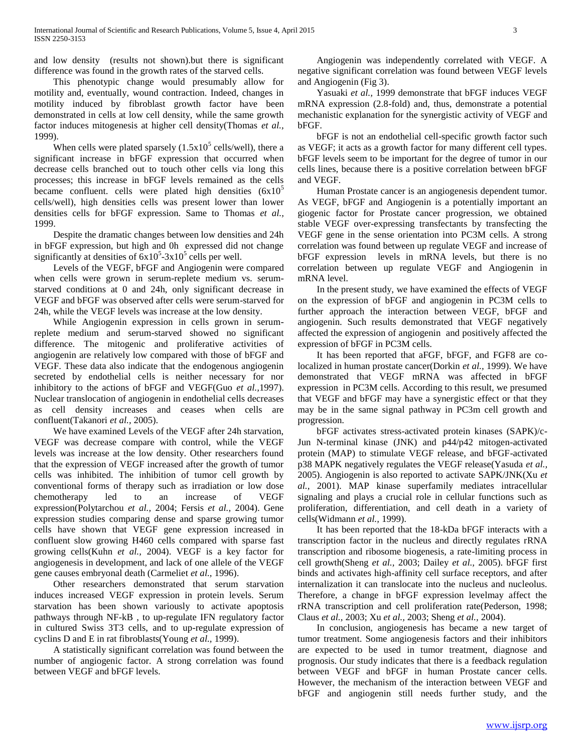and low density (results not shown).but there is significant difference was found in the growth rates of the starved cells.

This phenotypic change would presumably allow for motility and, eventually, wound contraction. Indeed, changes in motility induced by fibroblast growth factor have been demonstrated in cells at low cell density, while the same growth factor induces mitogenesis at higher cell density(Thomas *et al.,* 1999).

When cells were plated sparsely ($1.5x10^5$ cells/well), there a significant increase in bFGF expression that occurred when decrease cells branched out to touch other cells via long this processes; this increase in bFGF levels remained as the cells became confluent. cells were plated high densities ($6x10^5$ cells/well), high densities cells was present lower than lower densities cells for bFGF expression. Same to Thomas *et al.,* 1999.

Despite the dramatic changes between low densities and 24h in bFGF expression, but high and 0h expressed did not change significantly at densities of $6x10^5$-$3x10^5$ cells per well.

Levels of the VEGF, bFGF and Angiogenin were compared when cells were grown in serum-replete medium vs. serum-starved conditions at 0 and 24h, only significant decrease in VEGF and bFGF was observed after cells were serum-starved for 24h, while the VEGF levels was increase at the low density.

While Angiogenin expression in cells grown in serum-replete medium and serum-starved showed no significant difference. The mitogenic and proliferative activities of angiogenin are relatively low compared with those of bFGF and VEGF. These data also indicate that the endogenous angiogenin secreted by endothelial cells is neither necessary for nor inhibitory to the actions of bFGF and VEGF(Guo *et al.,*1997). Nuclear translocation of angiogenin in endothelial cells decreases as cell density increases and ceases when cells are confluent(Takanori *et al.,* 2005).

We have examined Levels of the VEGF after 24h starvation, VEGF was decrease compare with control, while the VEGF levels was increase at the low density. Other researchers found that the expression of VEGF increased after the growth of tumor cells was inhibited. The inhibition of tumor cell growth by conventional forms of therapy such as irradiation or low dose chemotherapy led to an increase of VEGF expression(Polytarchou *et al.,* 2004; Fersis *et al.,* 2004). Gene expression studies comparing dense and sparse growing tumor cells have shown that VEGF gene expression increased in confluent slow growing H460 cells compared with sparse fast growing cells(Kuhn *et al.,* 2004). VEGF is a key factor for angiogenesis in development, and lack of one allele of the VEGF gene causes embryonal death (Carmeliet *et al.,* 1996).

Other researchers demonstrated that serum starvation induces increased VEGF expression in protein levels. Serum starvation has been shown variously to activate apoptosis pathways through NF-kB , to up-regulate IFN regulatory factor in cultured Swiss 3T3 cells, and to up-regulate expression of cyclins D and E in rat fibroblasts(Young *et al.,* 1999).

A statistically significant correlation was found between the number of angiogenic factor. A strong correlation was found between VEGF and bFGF levels.

Angiogenin was independently correlated with VEGF. A negative significant correlation was found between VEGF levels and Angiogenin (Fig 3).

Yasuaki *et al.,* 1999 demonstrate that bFGF induces VEGF mRNA expression (2.8-fold) and, thus, demonstrate a potential mechanistic explanation for the synergistic activity of VEGF and bFGF.

bFGF is not an endothelial cell-specific growth factor such as VEGF; it acts as a growth factor for many different cell types. bFGF levels seem to be important for the degree of tumor in our cells lines, because there is a positive correlation between bFGF and VEGF.

Human Prostate cancer is an angiogenesis dependent tumor. As VEGF, bFGF and Angiogenin is a potentially important an giogenic factor for Prostate cancer progression, we obtained stable VEGF over-expressing transfectants by transfecting the VEGF gene in the sense orientation into PC3M cells. A strong correlation was found between up regulate VEGF and increase of bFGF expression levels in mRNA levels, but there is no correlation between up regulate VEGF and Angiogenin in mRNA level.

In the present study, we have examined the effects of VEGF on the expression of bFGF and angiogenin in PC3M cells to further approach the interaction between VEGF, bFGF and angiogenin. Such results demonstrated that VEGF negatively affected the expression of angiogenin and positively affected the expression of bFGF in PC3M cells.

It has been reported that aFGF, bFGF, and FGF8 are co-localized in human prostate cancer(Dorkin *et al.,* 1999). We have demonstrated that VEGF mRNA was affected in bFGF expression in PC3M cells. According to this result, we presumed that VEGF and bFGF may have a synergistic effect or that they may be in the same signal pathway in PC3m cell growth and progression.

bFGF activates stress-activated protein kinases (SAPK)/c-Jun N-terminal kinase (JNK) and p44/p42 mitogen-activated protein (MAP) to stimulate VEGF release, and bFGF-activated p38 MAPK negatively regulates the VEGF release(Yasuda *et al.,* 2005). Angiogenin is also reported to activate SAPK/JNK(Xu *et al.,* 2001). MAP kinase superfamily mediates intracellular signaling and plays a crucial role in cellular functions such as proliferation, differentiation, and cell death in a variety of cells(Widmann *et al.,* 1999).

It has been reported that the 18-kDa bFGF interacts with a transcription factor in the nucleus and directly regulates rRNA transcription and ribosome biogenesis, a rate-limiting process in cell growth(Sheng *et al.,* 2003; Dailey *et al.,* 2005). bFGF first binds and activates high-affinity cell surface receptors, and after internalization it can translocate into the nucleus and nucleolus. Therefore, a change in bFGF expression levelmay affect the rRNA transcription and cell proliferation rate(Pederson, 1998; Claus *et al.,* 2003; Xu *et al.,* 2003; Sheng *et al.,* 2004).

In conclusion, angiogenesis has became a new target of tumor treatment. Some angiogenesis factors and their inhibitors are expected to be used in tumor treatment, diagnose and prognosis. Our study indicates that there is a feedback regulation between VEGF and bFGF in human Prostate cancer cells. However, the mechanism of the interaction between VEGF and bFGF and angiogenin still needs further study, and the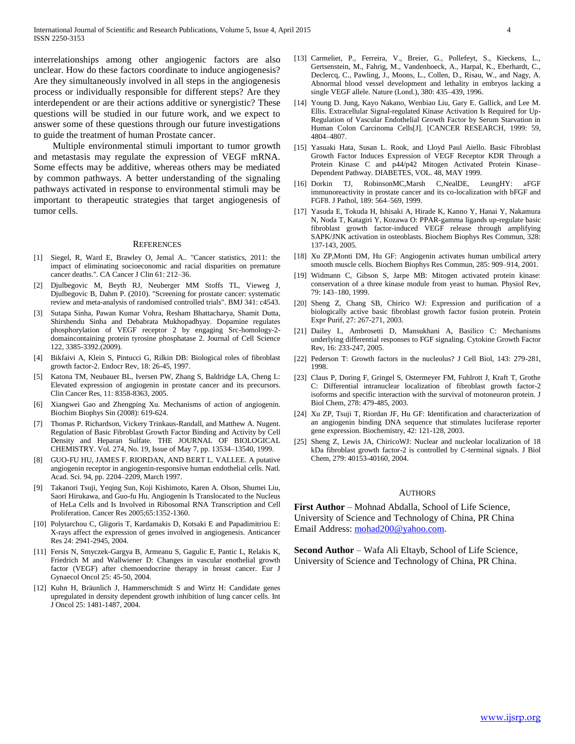interrelationships among other angiogenic factors are also unclear. How do these factors coordinate to induce angiogenesis? Are they simultaneously involved in all steps in the angiogenesis process or individually responsible for different steps? Are they interdependent or are their actions additive or synergistic? These questions will be studied in our future work, and we expect to answer some of these questions through our future investigations to guide the treatment of human Prostate cancer.

Multiple environmental stimuli important to tumor growth and metastasis may regulate the expression of VEGF mRNA. Some effects may be additive, whereas others may be mediated by common pathways. A better understanding of the signaling pathways activated in response to environmental stimuli may be important to therapeutic strategies that target angiogenesis of tumor cells.

## REFERENCES

[1] Siegel, R, Ward E, Brawley O, Jemal A.. "Cancer statistics, 2011: the impact of eliminating socioeconomic and racial disparities on premature cancer deaths.". CA Cancer J Clin 61: 212–36.

[2] Djulbegovic M, Beyth RJ, Neuberger MM Stoffs TL, Vieweg J, Djulbegovic B, Dahm P. (2010). "Screening for prostate cancer: systematic review and meta-analysis of randomised controlled trials". BMJ 341: c4543.

[3] Sutapa Sinha, Pawan Kumar Vohra, Resham Bhattacharya, Shamit Dutta, Shirshendu Sinha and Debabrata Mukhopadhyay. Dopamine regulates phosphorylation of VEGF receptor 2 by engaging Src-homology-2-domaincontaining protein tyrosine phosphatase 2. Journal of Cell Science 122, 3385-3392.(2009).

[4] Bikfaivi A, Klein S, Pintucci G, Rilkin DB: Biological roles of fibroblast growth factor-2. Endocr Rev, 18: 26-45, 1997.

[5] Katona TM, Neubauer BL, Iversen PW, Zhang S, Baldridge LA, Cheng L: Elevated expression of angiogenin in prostate cancer and its precursors. Clin Cancer Res, 11: 8358-8363, 2005.

[6] Xiangwei Gao and Zhengping Xu. Mechanisms of action of angiogenin. Biochim Biophys Sin (2008): 619-624.

[7] Thomas P. Richardson, Vickery Trinkaus-Randall, and Matthew A. Nugent. Regulation of Basic Fibroblast Growth Factor Binding and Activity by Cell Density and Heparan Sulfate. THE JOURNAL OF BIOLOGICAL CHEMISTRY. Vol. 274, No. 19, Issue of May 7, pp. 13534–13540, 1999.

[8] GUO-FU HU, JAMES F. RIORDAN, AND BERT L. VALLEE. A putative angiogenin receptor in angiogenin-responsive human endothelial cells. Natl. Acad. Sci. 94, pp. 2204–2209, March 1997.

[9] Takanori Tsuji, Yeqing Sun, Koji Kishimoto, Karen A. Olson, Shumei Liu, Saori Hirukawa, and Guo-fu Hu. Angiogenin Is Translocated to the Nucleus of HeLa Cells and Is Involved in Ribosomal RNA Transcription and Cell Proliferation. Cancer Res 2005;65:1352-1360.

[10] Polytarchou C, Gligoris T, Kardamakis D, Kotsaki E and Papadimitriou E: X-rays affect the expression of genes involved in angiogenesis. Anticancer Res 24: 2941-2945, 2004.

[11] Fersis N, Smyczek-Gargya B, Armeanu S, Gagulic E, Pantic L, Relakis K, Friedrich M and Wallwiener D: Changes in vascular enothelial growth factor (VEGF) after chemoendocrine therapy in breast cancer. Eur J Gynaecol Oncol 25: 45-50, 2004.

[12] Kuhn H, Bräunlich J, Hammerschmidt S and Wirtz H: Candidate genes upregulated in density dependent growth inhibition of lung cancer cells. Int J Oncol 25: 1481-1487, 2004.

[13] Carmeliet, P., Ferreira, V., Breier, G., Pollefeyt, S., Kieckens, L., Gertsenstein, M., Fahrig, M., Vandenhoeck, A., Harpal, K., Eberhardt, C., Declercq, C., Pawling, J., Moons, L., Collen, D., Risau, W., and Nagy, A. Abnormal blood vessel development and lethality in embryos lacking a single VEGF allele. Nature (Lond.), 380: 435–439, 1996.

[14] Young D. Jung, Kayo Nakano, Wenbiao Liu, Gary E. Gallick, and Lee M. Ellis. Extracellular Signal-regulated Kinase Activation Is Required for Up-Regulation of Vascular Endothelial Growth Factor by Serum Starvation in Human Colon Carcinoma Cells[J]. [CANCER RESEARCH, 1999: 59, 4804–4807.

[15] Yasuaki Hata, Susan L. Rook, and Lloyd Paul Aiello. Basic Fibroblast Growth Factor Induces Expression of VEGF Receptor KDR Through a Protein Kinase C and p44/p42 Mitogen Activated Protein Kinase–Dependent Pathway. DIABETES, VOL. 48, MAY 1999.

[16] Dorkin TJ, RobinsonMC,Marsh C,NealDE, LeungHY: aFGF immunoreactivity in prostate cancer and its co-localization with bFGF and FGF8. J Pathol, 189: 564–569, 1999.

[17] Yasuda E, Tokuda H, Ishisaki A, Hirade K, Kanno Y, Hanai Y, Nakamura N, Noda T, Katagiri Y, Kozawa O: PPAR-gamma ligands up-regulate basic fibroblast growth factor-induced VEGF release through amplifying SAPK/JNK activation in osteoblasts. Biochem Biophys Res Commun, 328: 137-143, 2005.

[18] Xu ZP,Monti DM, Hu GF: Angiogenin activates human umbilical artery smooth muscle cells. Biochem Biophys Res Commun, 285: 909–914, 2001.

[19] Widmann C, Gibson S, Jarpe MB: Mitogen activated protein kinase: conservation of a three kinase module from yeast to human. Physiol Rev, 79: 143–180, 1999.

[20] Sheng Z, Chang SB, Chirico WJ: Expression and purification of a biologically active basic fibroblast growth factor fusion protein. Protein Expr Purif, 27: 267-271, 2003.

[21] Dailey L, Ambrosetti D, Mansukhani A, Basilico C: Mechanisms underlying differential responses to FGF signaling. Cytokine Growth Factor Rev, 16: 233-247, 2005.

[22] Pederson T: Growth factors in the nucleolus? J Cell Biol, 143: 279-281, 1998.

[23] Claus P, Doring F, Gringel S, Ostermeyer FM, Fuhlrott J, Kraft T, Grothe C: Differential intranuclear localization of fibroblast growth factor-2 isoforms and specific interaction with the survival of motoneuron protein. J Biol Chem, 278: 479-485, 2003.

[24] Xu ZP, Tsuji T, Riordan JF, Hu GF: Identification and characterization of an angiogenin binding DNA sequence that stimulates luciferase reporter gene expression. Biochemistry, 42: 121-128, 2003.

[25] Sheng Z, Lewis JA, ChiricoWJ: Nuclear and nucleolar localization of 18 kDa fibroblast growth factor-2 is controlled by C-terminal signals. J Biol Chem, 279: 40153-40160, 2004.

## AUTHORS

**First Author** – Mohnad Abdalla, School of Life Science, University of Science and Technology of China, PR China Email Address: mohad200@yahoo.com.

**Second Author** – Wafa Ali Eltayb, School of Life Science, University of Science and Technology of China, PR China.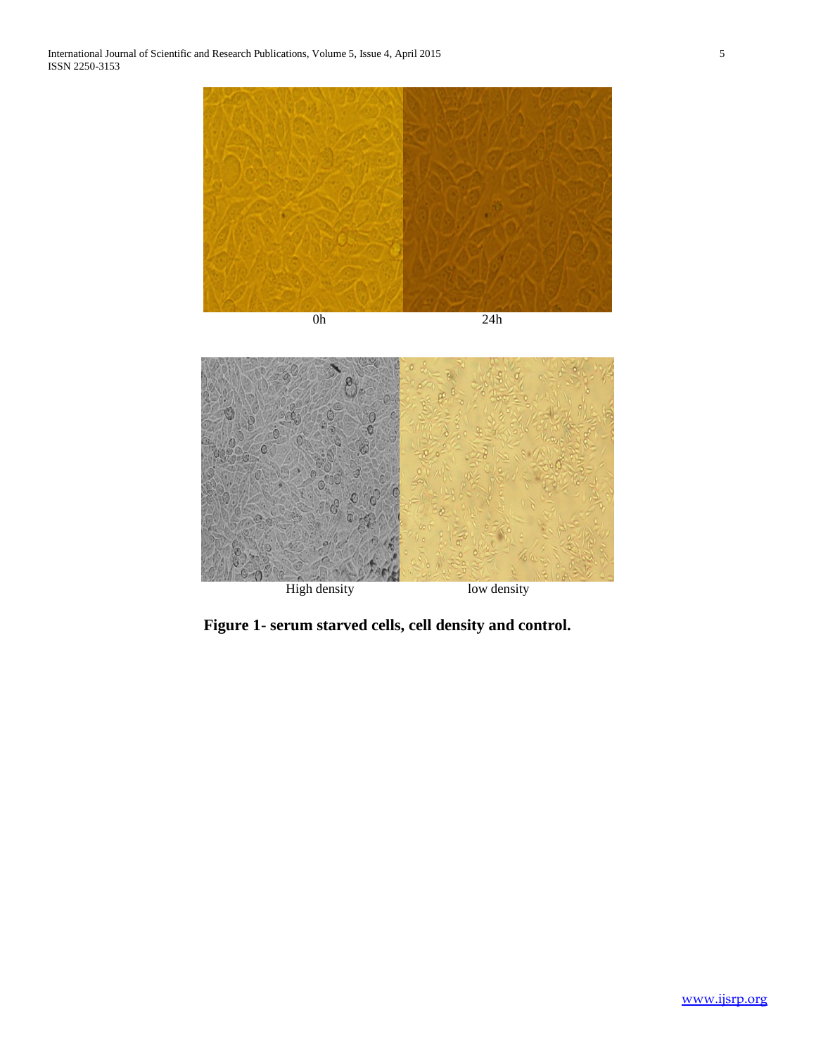0h 24h

High density low density

**Figure 1- serum starved cells, cell density and control.**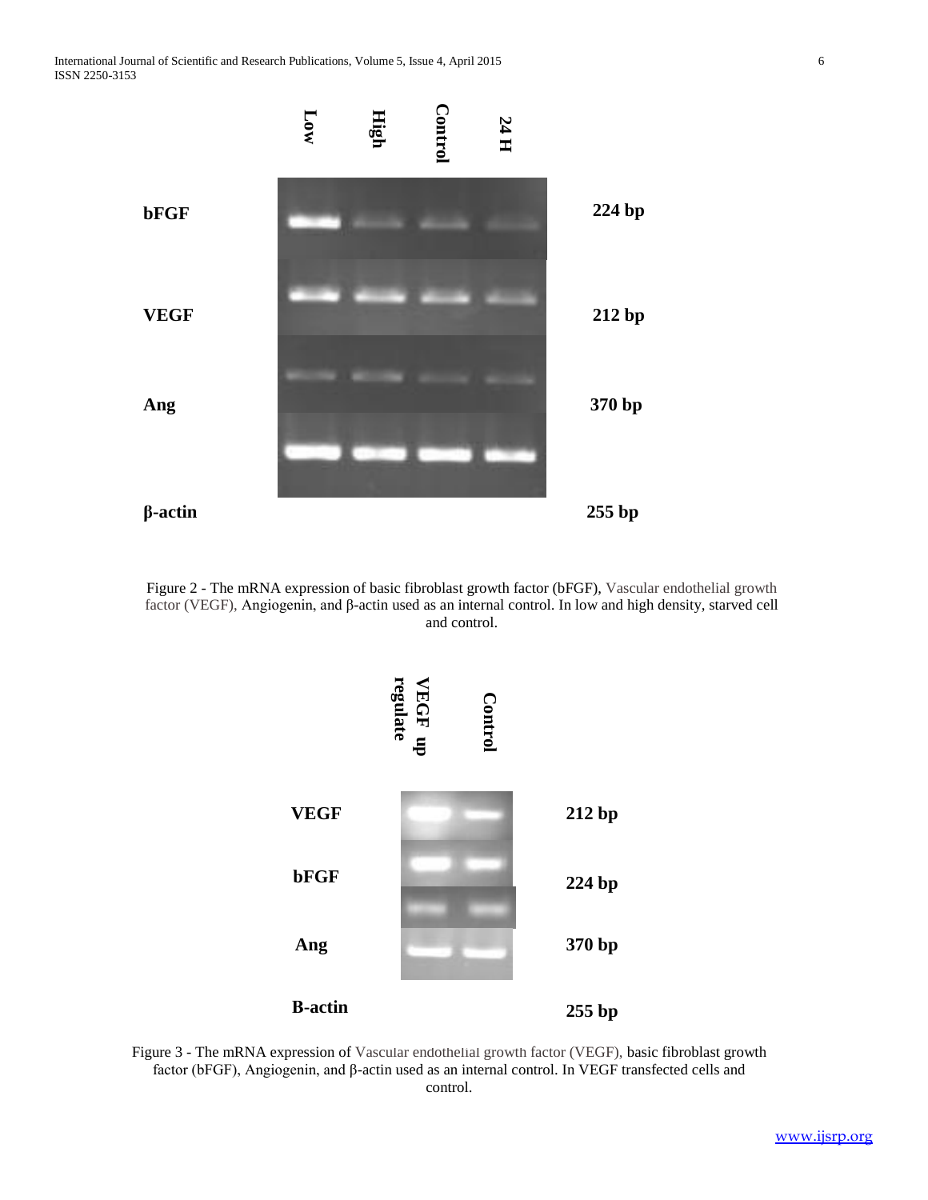Low

High

Control

24 H

bFGF

224 bp

VEGF

212 bp

Ang

370 bp

β-actin

255 bp

Figure 2 - The mRNA expression of basic fibroblast growth factor (bFGF), Vascular endothelial growth factor (VEGF), Angiogenin, and β-actin used as an internal control. In low and high density, starved cell and control.

VEGF up regulate

Control

VEGF

212 bp

bFGF

224 bp

Ang

370 bp

B-actin

255 bp

Figure 3 - The mRNA expression of Vascular endothelial growth factor (VEGF), basic fibroblast growth factor (bFGF), Angiogenin, and β-actin used as an internal control. In VEGF transfected cells and control.